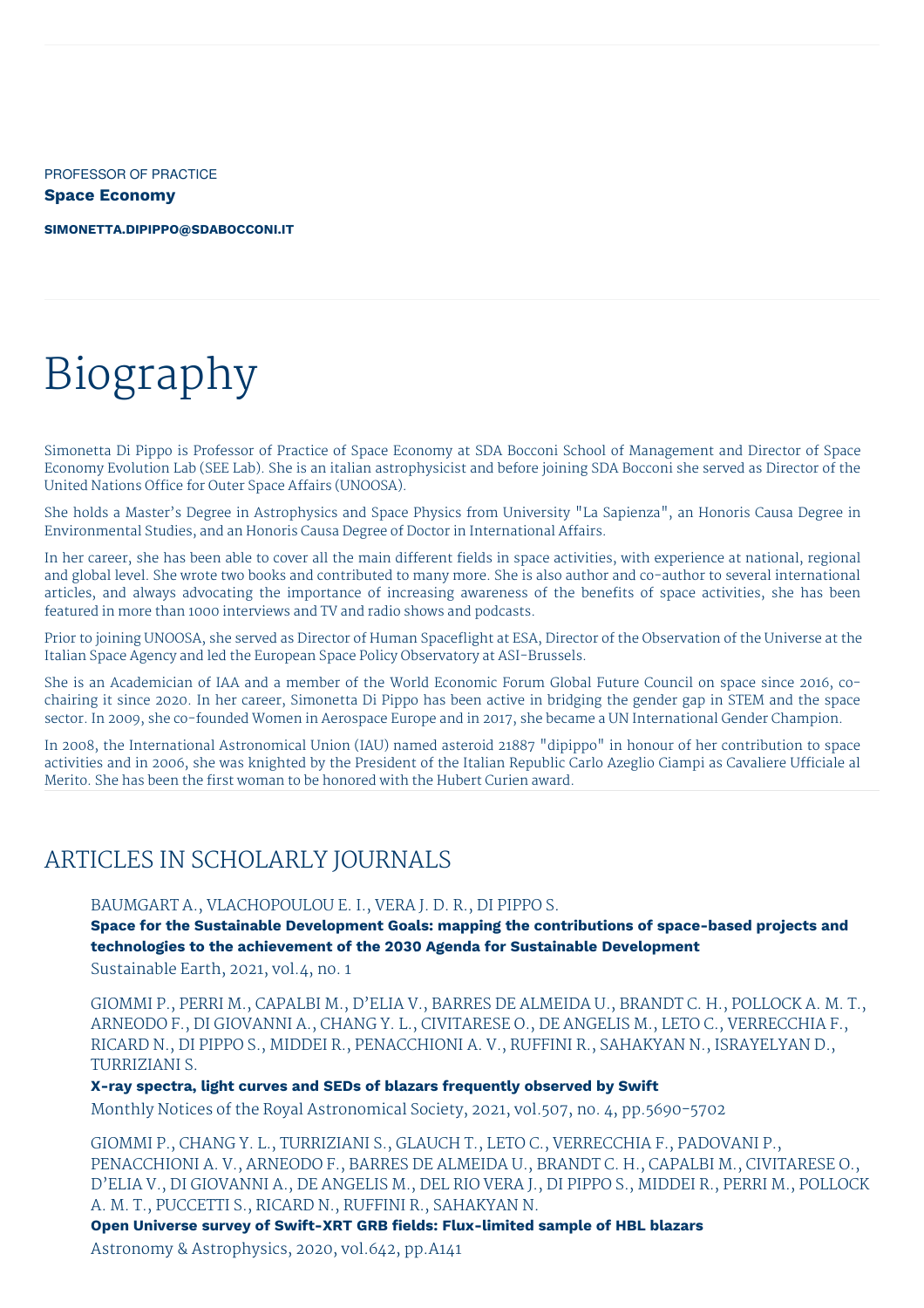PROFESSOR OF PRACTICE

**Space Economy**

**SIMONETTA.DIPIPPO@SDABOCCONI.IT**

# Biography

Simonetta Di Pippo is Professor of Practice of Space Economy at SDA Bocconi School of Management and Director of Space Economy Evolution Lab (SEE Lab). She is an italian astrophysicist and before joining SDA Bocconi she served as Director of the United Nations Office for Outer Space Affairs (UNOOSA).

She holds a Master's Degree in Astrophysics and Space Physics from University "La Sapienza", an Honoris Causa Degree in Environmental Studies, and an Honoris Causa Degree of Doctor in International Affairs.

In her career, she has been able to cover all the main different fields in space activities, with experience at national, regional and global level. She wrote two books and contributed to many more. She is also author and co-author to several international articles, and always advocating the importance of increasing awareness of the benefits of space activities, she has been featured in more than 1000 interviews and TV and radio shows and podcasts.

Prior to joining UNOOSA, she served as Director of Human Spaceflight at ESA, Director of the Observation of the Universe at the Italian Space Agency and led the European Space Policy Observatory at ASI-Brussels.

She is an Academician of IAA and a member of the World Economic Forum Global Future Council on space since 2016, co-chairing it since 2020. In her career, Simonetta Di Pippo has been active in bridging the gender gap in STEM and the space sector. In 2009, she co-founded Women in Aerospace Europe and in 2017, she became a UN International Gender Champion.

In 2008, the International Astronomical Union (IAU) named asteroid 21887 "dipippo" in honour of her contribution to space activities and in 2006, she was knighted by the President of the Italian Republic Carlo Azeglio Ciampi as Cavaliere Ufficiale al Merito. She has been the first woman to be honored with the Hubert Curien award.

## ARTICLES IN SCHOLARLY JOURNALS

BAUMGART A., VLACHOPOULOU E. I., VERA J. D. R., DI PIPPO S.
**Space for the Sustainable Development Goals: mapping the contributions of space-based projects and technologies to the achievement of the 2030 Agenda for Sustainable Development**
Sustainable Earth, 2021, vol.4, no. 1

GIOMMI P., PERRI M., CAPALBI M., D'ELIA V., BARRES DE ALMEIDA U., BRANDT C. H., POLLOCK A. M. T., ARNEODO F., DI GIOVANNI A., CHANG Y. L., CIVITARESE O., DE ANGELIS M., LETO C., VERRECCHIA F., RICARD N., DI PIPPO S., MIDDEI R., PENACCHIONI A. V., RUFFINI R., SAHAKYAN N., ISRAYELYAN D., TURRIZIANI S.
**X-ray spectra, light curves and SEDs of blazars frequently observed by Swift**
Monthly Notices of the Royal Astronomical Society, 2021, vol.507, no. 4, pp.5690-5702

GIOMMI P., CHANG Y. L., TURRIZIANI S., GLAUCH T., LETO C., VERRECCHIA F., PADOVANI P., PENACCHIONI A. V., ARNEODO F., BARRES DE ALMEIDA U., BRANDT C. H., CAPALBI M., CIVITARESE O., D'ELIA V., DI GIOVANNI A., DE ANGELIS M., DEL RIO VERA J., DI PIPPO S., MIDDEI R., PERRI M., POLLOCK A. M. T., PUCCETTI S., RICARD N., RUFFINI R., SAHAKYAN N.
**Open Universe survey of Swift-XRT GRB fields: Flux-limited sample of HBL blazars**
Astronomy & Astrophysics, 2020, vol.642, pp.A141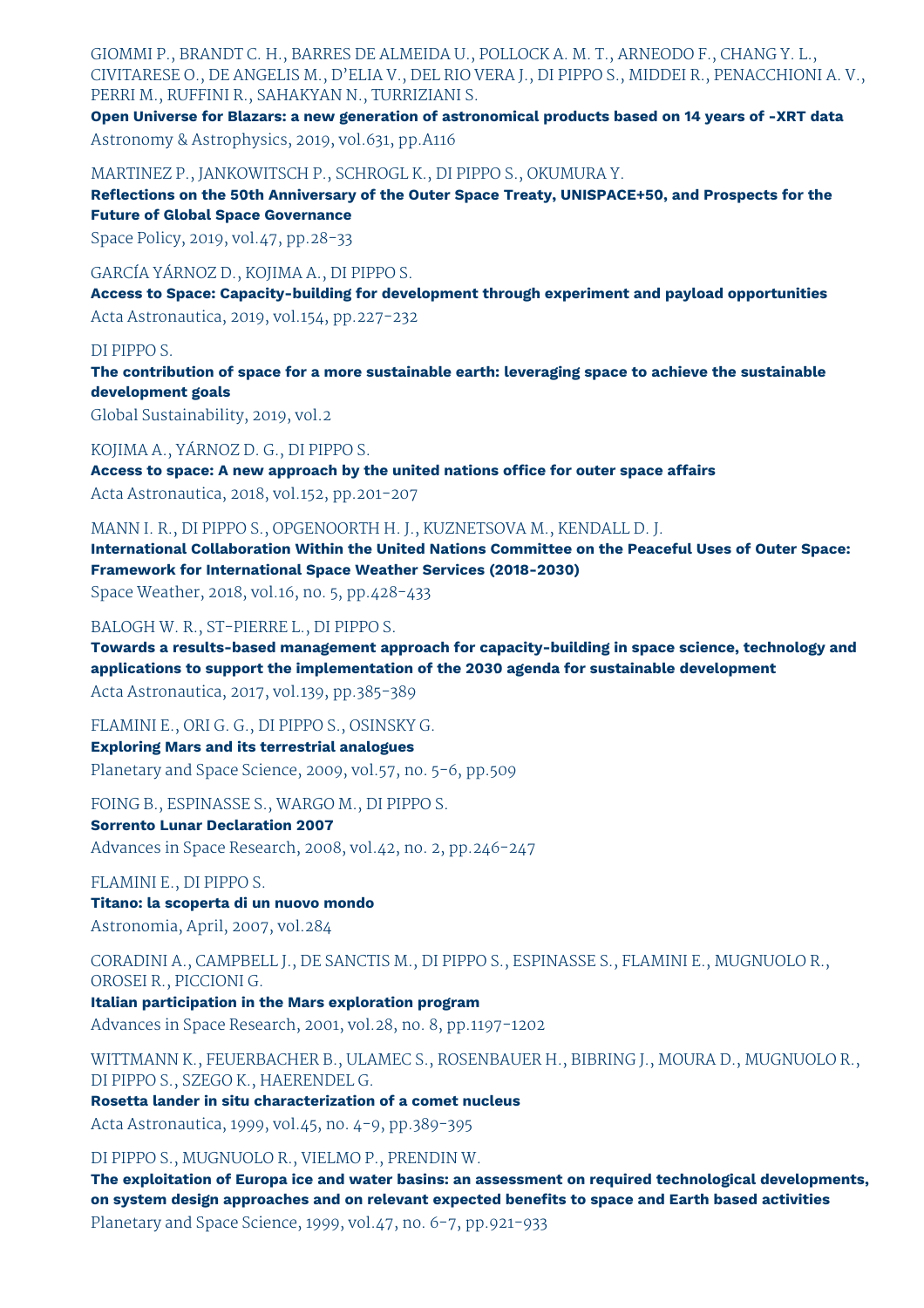GIOMMI P., BRANDT C. H., BARRES DE ALMEIDA U., POLLOCK A. M. T., ARNEODO F., CHANG Y. L., CIVITARESE O., DE ANGELIS M., D'ELIA V., DEL RIO VERA J., DI PIPPO S., MIDDEI R., PENACCHIONI A. V., PERRI M., RUFFINI R., SAHAKYAN N., TURRIZIANI S.

**Open Universe for Blazars: a new generation of astronomical products based on 14 years of -XRT data**

Astronomy & Astrophysics, 2019, vol.631, pp.A116

MARTINEZ P., JANKOWITSCH P., SCHROGL K., DI PIPPO S., OKUMURA Y.

**Reflections on the 50th Anniversary of the Outer Space Treaty, UNISPACE+50, and Prospects for the Future of Global Space Governance**

Space Policy, 2019, vol.47, pp.28-33

GARCÍA YÁRNOZ D., KOJIMA A., DI PIPPO S.

**Access to Space: Capacity-building for development through experiment and payload opportunities**

Acta Astronautica, 2019, vol.154, pp.227-232

DI PIPPO S.

**The contribution of space for a more sustainable earth: leveraging space to achieve the sustainable development goals**

Global Sustainability, 2019, vol.2

KOJIMA A., YÁRNOZ D. G., DI PIPPO S.

**Access to space: A new approach by the united nations office for outer space affairs**

Acta Astronautica, 2018, vol.152, pp.201-207

MANN I. R., DI PIPPO S., OPGENOORTH H. J., KUZNETSOVA M., KENDALL D. J.

**International Collaboration Within the United Nations Committee on the Peaceful Uses of Outer Space: Framework for International Space Weather Services (2018-2030)**

Space Weather, 2018, vol.16, no. 5, pp.428-433

BALOGH W. R., ST-PIERRE L., DI PIPPO S.

**Towards a results-based management approach for capacity-building in space science, technology and applications to support the implementation of the 2030 agenda for sustainable development**

Acta Astronautica, 2017, vol.139, pp.385-389

FLAMINI E., ORI G. G., DI PIPPO S., OSINSKY G.

**Exploring Mars and its terrestrial analogues**

Planetary and Space Science, 2009, vol.57, no. 5-6, pp.509

FOING B., ESPINASSE S., WARGO M., DI PIPPO S.

**Sorrento Lunar Declaration 2007**

Advances in Space Research, 2008, vol.42, no. 2, pp.246-247

FLAMINI E., DI PIPPO S.

**Titano: la scoperta di un nuovo mondo**

Astronomia, April, 2007, vol.284

CORADINI A., CAMPBELL J., DE SANCTIS M., DI PIPPO S., ESPINASSE S., FLAMINI E., MUGNUOLO R., OROSEI R., PICCIONI G.

**Italian participation in the Mars exploration program**

Advances in Space Research, 2001, vol.28, no. 8, pp.1197-1202

WITTMANN K., FEUERBACHER B., ULAMEC S., ROSENBAUER H., BIBRING J., MOURA D., MUGNUOLO R., DI PIPPO S., SZEGO K., HAERENDEL G.

**Rosetta lander in situ characterization of a comet nucleus**

Acta Astronautica, 1999, vol.45, no. 4-9, pp.389-395

DI PIPPO S., MUGNUOLO R., VIELMO P., PRENDIN W.

**The exploitation of Europa ice and water basins: an assessment on required technological developments, on system design approaches and on relevant expected benefits to space and Earth based activities**

Planetary and Space Science, 1999, vol.47, no. 6-7, pp.921-933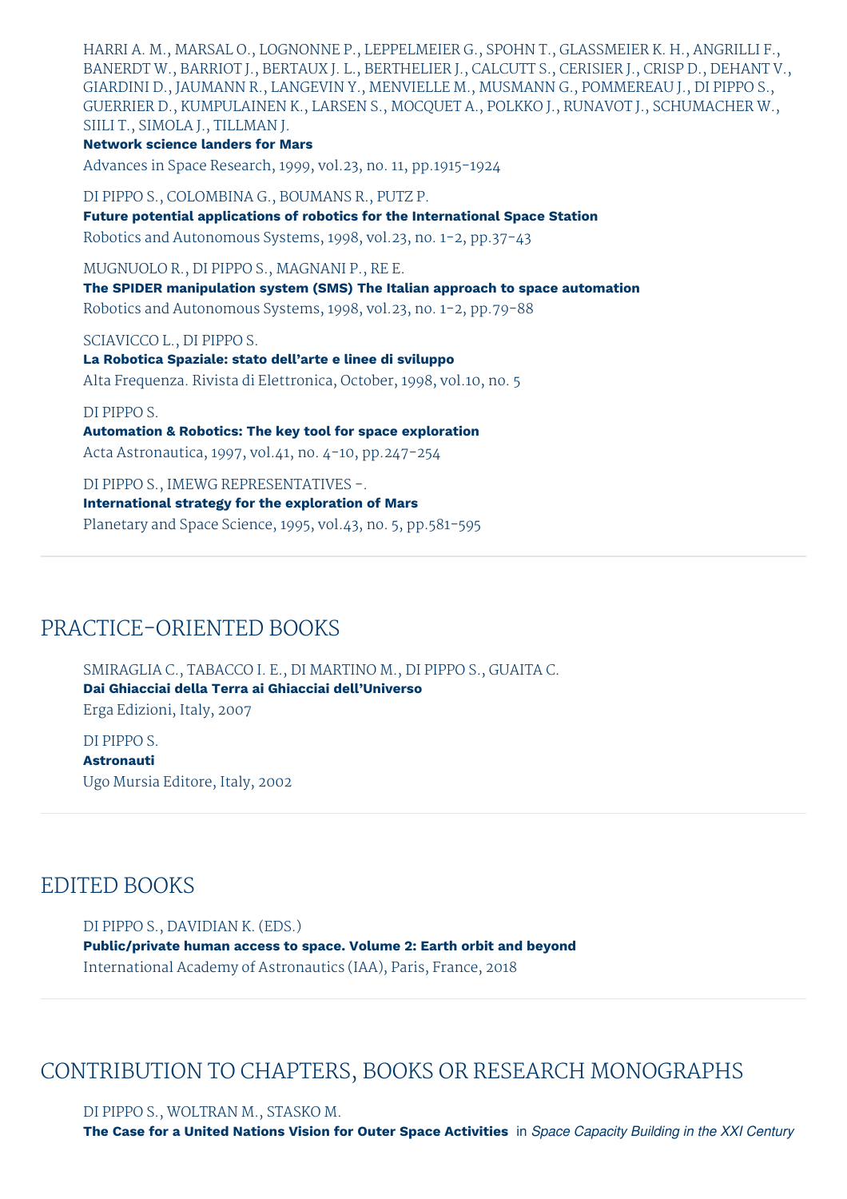HARRI A. M., MARSAL O., LOGNONNE P., LEPPELMEIER G., SPOHN T., GLASSMEIER K. H., ANGRILLI F., BANERDT W., BARRIOT J., BERTAUX J. L., BERTHELIER J., CALCUTT S., CERISIER J., CRISP D., DEHANT V., GIARDINI D., JAUMANN R., LANGEVIN Y., MENVIELLE M., MUSMANN G., POMMEREAU J., DI PIPPO S., GUERRIER D., KUMPULAINEN K., LARSEN S., MOCQUET A., POLKKO J., RUNAVOT J., SCHUMACHER W., SIILI T., SIMOLA J., TILLMAN J.
**Network science landers for Mars**
Advances in Space Research, 1999, vol.23, no. 11, pp.1915-1924

DI PIPPO S., COLOMBINA G., BOUMANS R., PUTZ P.
**Future potential applications of robotics for the International Space Station**
Robotics and Autonomous Systems, 1998, vol.23, no. 1-2, pp.37-43

MUGNUOLO R., DI PIPPO S., MAGNANI P., RE E.
**The SPIDER manipulation system (SMS) The Italian approach to space automation**
Robotics and Autonomous Systems, 1998, vol.23, no. 1-2, pp.79-88

SCIAVICCO L., DI PIPPO S.
**La Robotica Spaziale: stato dell'arte e linee di sviluppo**
Alta Frequenza. Rivista di Elettronica, October, 1998, vol.10, no. 5

DI PIPPO S.
**Automation & Robotics: The key tool for space exploration**
Acta Astronautica, 1997, vol.41, no. 4-10, pp.247-254

DI PIPPO S., IMEWG REPRESENTATIVES -.
**International strategy for the exploration of Mars**
Planetary and Space Science, 1995, vol.43, no. 5, pp.581-595

## PRACTICE-ORIENTED BOOKS

SMIRAGLIA C., TABACCO I. E., DI MARTINO M., DI PIPPO S., GUAITA C.
**Dai Ghiacciai della Terra ai Ghiacciai dell'Universo**
Erga Edizioni, Italy, 2007

DI PIPPO S.
**Astronauti**
Ugo Mursia Editore, Italy, 2002

## EDITED BOOKS

DI PIPPO S., DAVIDIAN K. (EDS.)
**Public/private human access to space. Volume 2: Earth orbit and beyond**
International Academy of Astronautics (IAA), Paris, France, 2018

## CONTRIBUTION TO CHAPTERS, BOOKS OR RESEARCH MONOGRAPHS

DI PIPPO S., WOLTRAN M., STASKO M.
**The Case for a United Nations Vision for Outer Space Activities** in *Space Capacity Building in the XXI Century*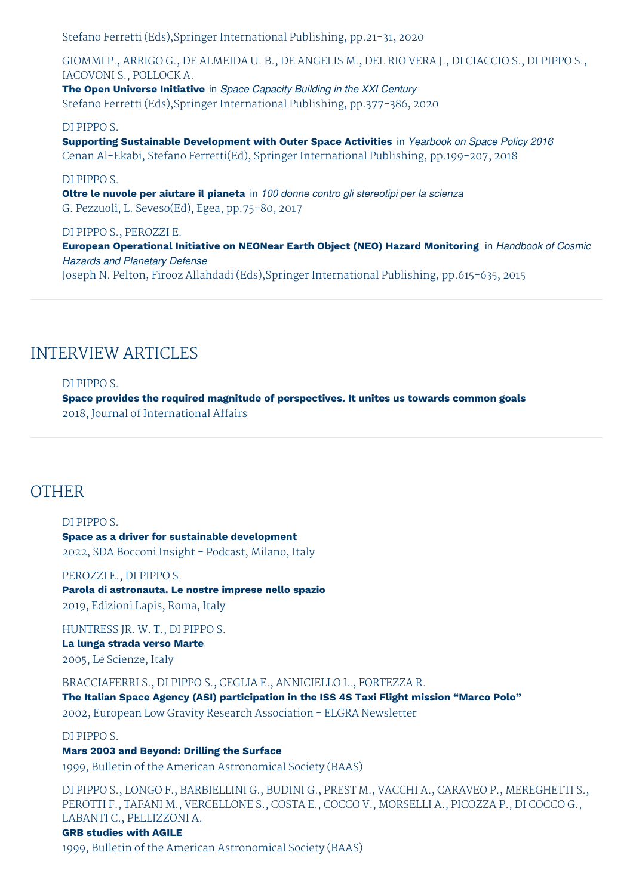Stefano Ferretti (Eds),Springer International Publishing, pp.21-31, 2020

GIOMMI P., ARRIGO G., DE ALMEIDA U. B., DE ANGELIS M., DEL RIO VERA J., DI CIACCIO S., DI PIPPO S., IACOVONI S., POLLOCK A.
**The Open Universe Initiative** in *Space Capacity Building in the XXI Century*
Stefano Ferretti (Eds),Springer International Publishing, pp.377-386, 2020

DI PIPPO S.
**Supporting Sustainable Development with Outer Space Activities** in *Yearbook on Space Policy 2016*
Cenan Al-Ekabi, Stefano Ferretti(Ed), Springer International Publishing, pp.199-207, 2018

DI PIPPO S.
**Oltre le nuvole per aiutare il pianeta** in *100 donne contro gli stereotipi per la scienza*
G. Pezzuoli, L. Seveso(Ed), Egea, pp.75-80, 2017

DI PIPPO S., PEROZZI E.
**European Operational Initiative on NEONear Earth Object (NEO) Hazard Monitoring** in *Handbook of Cosmic Hazards and Planetary Defense*
Joseph N. Pelton, Firooz Allahdadi (Eds),Springer International Publishing, pp.615-635, 2015

## INTERVIEW ARTICLES

DI PIPPO S.
**Space provides the required magnitude of perspectives. It unites us towards common goals**
2018, Journal of International Affairs

## OTHER

DI PIPPO S.
**Space as a driver for sustainable development**
2022, SDA Bocconi Insight - Podcast, Milano, Italy

PEROZZI E., DI PIPPO S.
**Parola di astronauta. Le nostre imprese nello spazio**
2019, Edizioni Lapis, Roma, Italy

HUNTRESS JR. W. T., DI PIPPO S.
**La lunga strada verso Marte**
2005, Le Scienze, Italy

BRACCIAFERRI S., DI PIPPO S., CEGLIA E., ANNICIELLO L., FORTEZZA R.
**The Italian Space Agency (ASI) participation in the ISS 4S Taxi Flight mission "Marco Polo"**
2002, European Low Gravity Research Association - ELGRA Newsletter

DI PIPPO S.
**Mars 2003 and Beyond: Drilling the Surface**
1999, Bulletin of the American Astronomical Society (BAAS)

DI PIPPO S., LONGO F., BARBIELLINI G., BUDINI G., PREST M., VACCHI A., CARAVEO P., MEREGHETTI S., PEROTTI F., TAFANI M., VERCELLONE S., COSTA E., COCCO V., MORSELLI A., PICOZZA P., DI COCCO G., LABANTI C., PELLIZZONI A.
**GRB studies with AGILE**
1999, Bulletin of the American Astronomical Society (BAAS)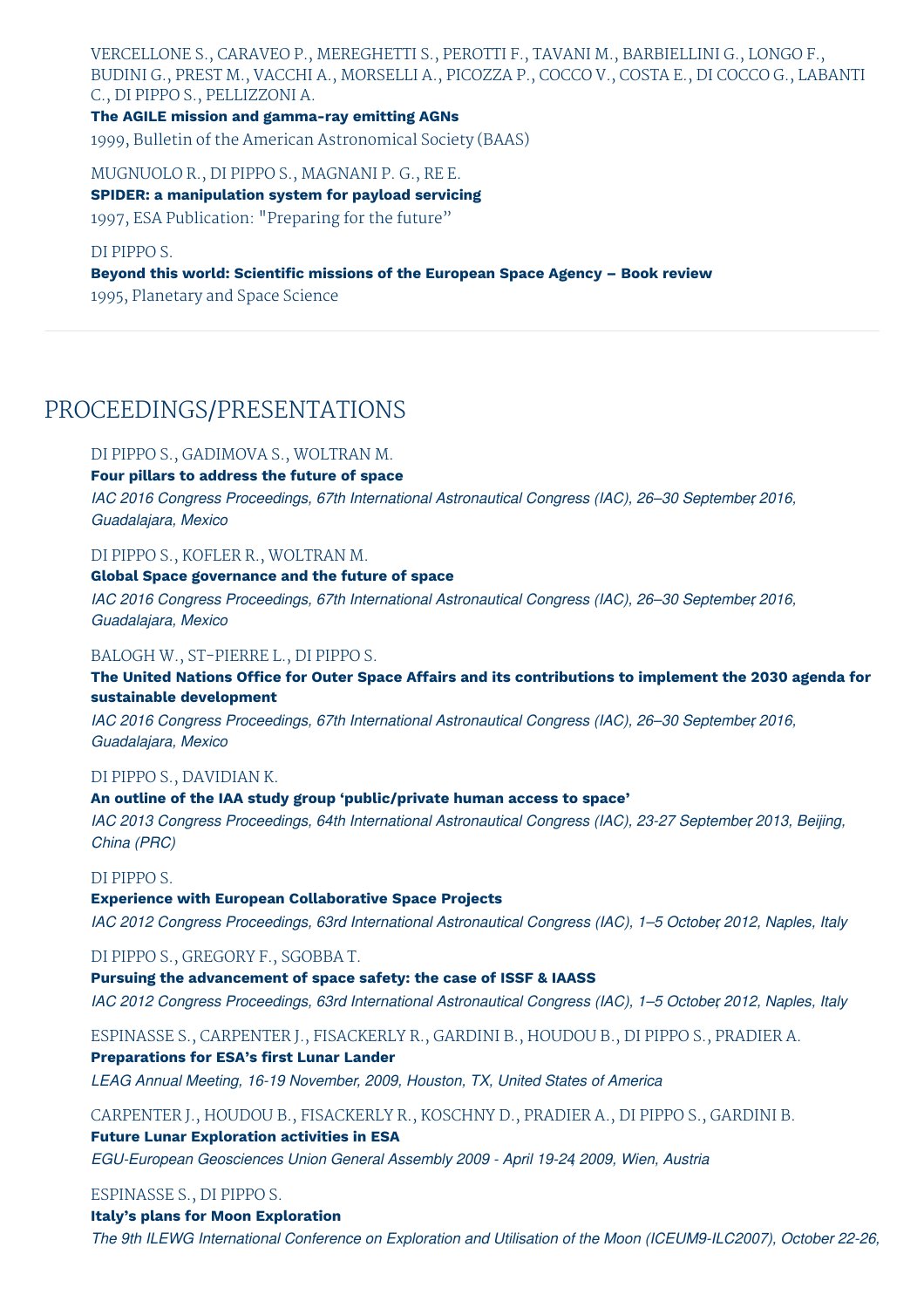VERCELLONE S., CARAVEO P., MEREGHETTI S., PEROTTI F., TAVANI M., BARBIELLINI G., LONGO F., BUDINI G., PREST M., VACCHI A., MORSELLI A., PICOZZA P., COCCO V., COSTA E., DI COCCO G., LABANTI C., DI PIPPO S., PELLIZZONI A.

**The AGILE mission and gamma-ray emitting AGNs**

1999, Bulletin of the American Astronomical Society (BAAS)

MUGNUOLO R., DI PIPPO S., MAGNANI P. G., RE E.

**SPIDER: a manipulation system for payload servicing**

1997, ESA Publication: "Preparing for the future"

DI PIPPO S.

**Beyond this world: Scientific missions of the European Space Agency – Book review**

1995, Planetary and Space Science

---

## PROCEEDINGS/PRESENTATIONS

DI PIPPO S., GADIMOVA S., WOLTRAN M.

**Four pillars to address the future of space**

*IAC 2016 Congress Proceedings, 67th International Astronautical Congress (IAC), 26–30 September, 2016, Guadalajara, Mexico*

DI PIPPO S., KOFLER R., WOLTRAN M.

**Global Space governance and the future of space**

*IAC 2016 Congress Proceedings, 67th International Astronautical Congress (IAC), 26–30 September, 2016, Guadalajara, Mexico*

BALOGH W., ST-PIERRE L., DI PIPPO S.

**The United Nations Office for Outer Space Affairs and its contributions to implement the 2030 agenda for sustainable development**

*IAC 2016 Congress Proceedings, 67th International Astronautical Congress (IAC), 26–30 September, 2016, Guadalajara, Mexico*

DI PIPPO S., DAVIDIAN K.

**An outline of the IAA study group 'public/private human access to space'**

*IAC 2013 Congress Proceedings, 64th International Astronautical Congress (IAC), 23-27 September, 2013, Beijing, China (PRC)*

DI PIPPO S.

**Experience with European Collaborative Space Projects**

*IAC 2012 Congress Proceedings, 63rd International Astronautical Congress (IAC), 1–5 October, 2012, Naples, Italy*

DI PIPPO S., GREGORY F., SGOBBA T.

**Pursuing the advancement of space safety: the case of ISSF & IAASS**

*IAC 2012 Congress Proceedings, 63rd International Astronautical Congress (IAC), 1–5 October, 2012, Naples, Italy*

ESPINASSE S., CARPENTER J., FISACKERLY R., GARDINI B., HOUDOU B., DI PIPPO S., PRADIER A.

**Preparations for ESA's first Lunar Lander**

*LEAG Annual Meeting, 16-19 November, 2009, Houston, TX, United States of America*

CARPENTER J., HOUDOU B., FISACKERLY R., KOSCHNY D., PRADIER A., DI PIPPO S., GARDINI B.

**Future Lunar Exploration activities in ESA**

*EGU-European Geosciences Union General Assembly 2009 - April 19-24, 2009, Wien, Austria*

ESPINASSE S., DI PIPPO S.

**Italy's plans for Moon Exploration**

*The 9th ILEWG International Conference on Exploration and Utilisation of the Moon (ICEUM9-ILC2007), October 22-26,*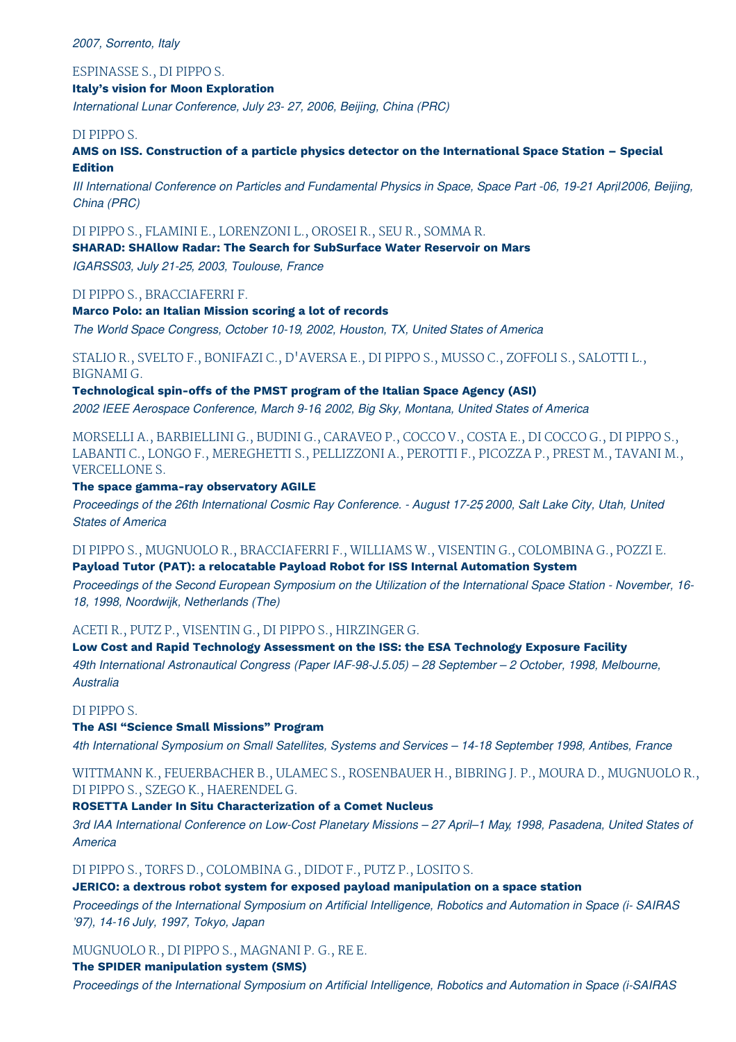*2007, Sorrento, Italy*

ESPINASSE S., DI PIPPO S.
**Italy's vision for Moon Exploration**
*International Lunar Conference, July 23- 27, 2006, Beijing, China (PRC)*

DI PIPPO S.
**AMS on ISS. Construction of a particle physics detector on the International Space Station – Special Edition**
*III International Conference on Particles and Fundamental Physics in Space, Space Part -06, 19-21 April 2006, Beijing, China (PRC)*

DI PIPPO S., FLAMINI E., LORENZONI L., OROSEI R., SEU R., SOMMA R.
**SHARAD: SHAllow Radar: The Search for SubSurface Water Reservoir on Mars**
*IGARSS03, July 21-25, 2003, Toulouse, France*

DI PIPPO S., BRACCIAFERRI F.
**Marco Polo: an Italian Mission scoring a lot of records**
*The World Space Congress, October 10-19, 2002, Houston, TX, United States of America*

STALIO R., SVELTO F., BONIFAZI C., D'AVERSA E., DI PIPPO S., MUSSO C., ZOFFOLI S., SALOTTI L., BIGNAMI G.
**Technological spin-offs of the PMST program of the Italian Space Agency (ASI)**
*2002 IEEE Aerospace Conference, March 9-16, 2002, Big Sky, Montana, United States of America*

MORSELLI A., BARBIELLINI G., BUDINI G., CARAVEO P., COCCO V., COSTA E., DI COCCO G., DI PIPPO S., LABANTI C., LONGO F., MEREGHETTI S., PELLIZZONI A., PEROTTI F., PICOZZA P., PREST M., TAVANI M., VERCELLONE S.
**The space gamma-ray observatory AGILE**
*Proceedings of the 26th International Cosmic Ray Conference. - August 17-25, 2000, Salt Lake City, Utah, United States of America*

DI PIPPO S., MUGNUOLO R., BRACCIAFERRI F., WILLIAMS W., VISENTIN G., COLOMBINA G., POZZI E.
**Payload Tutor (PAT): a relocatable Payload Robot for ISS Internal Automation System**
*Proceedings of the Second European Symposium on the Utilization of the International Space Station - November, 16-18, 1998, Noordwijk, Netherlands (The)*

ACETI R., PUTZ P., VISENTIN G., DI PIPPO S., HIRZINGER G.
**Low Cost and Rapid Technology Assessment on the ISS: the ESA Technology Exposure Facility**
*49th International Astronautical Congress (Paper IAF-98-J.5.05) – 28 September – 2 October, 1998, Melbourne, Australia*

DI PIPPO S.
**The ASI "Science Small Missions" Program**
*4th International Symposium on Small Satellites, Systems and Services – 14-18 September, 1998, Antibes, France*

WITTMANN K., FEUERBACHER B., ULAMEC S., ROSENBAUER H., BIBRING J. P., MOURA D., MUGNUOLO R., DI PIPPO S., SZEGO K., HAERENDEL G.
**ROSETTA Lander In Situ Characterization of a Comet Nucleus**
*3rd IAA International Conference on Low-Cost Planetary Missions – 27 April–1 May, 1998, Pasadena, United States of America*

DI PIPPO S., TORFS D., COLOMBINA G., DIDOT F., PUTZ P., LOSITO S.
**JERICO: a dextrous robot system for exposed payload manipulation on a space station**
*Proceedings of the International Symposium on Artificial Intelligence, Robotics and Automation in Space (i- SAIRAS '97), 14-16 July, 1997, Tokyo, Japan*

MUGNUOLO R., DI PIPPO S., MAGNANI P. G., RE E.
**The SPIDER manipulation system (SMS)**
*Proceedings of the International Symposium on Artificial Intelligence, Robotics and Automation in Space (i-SAIRAS*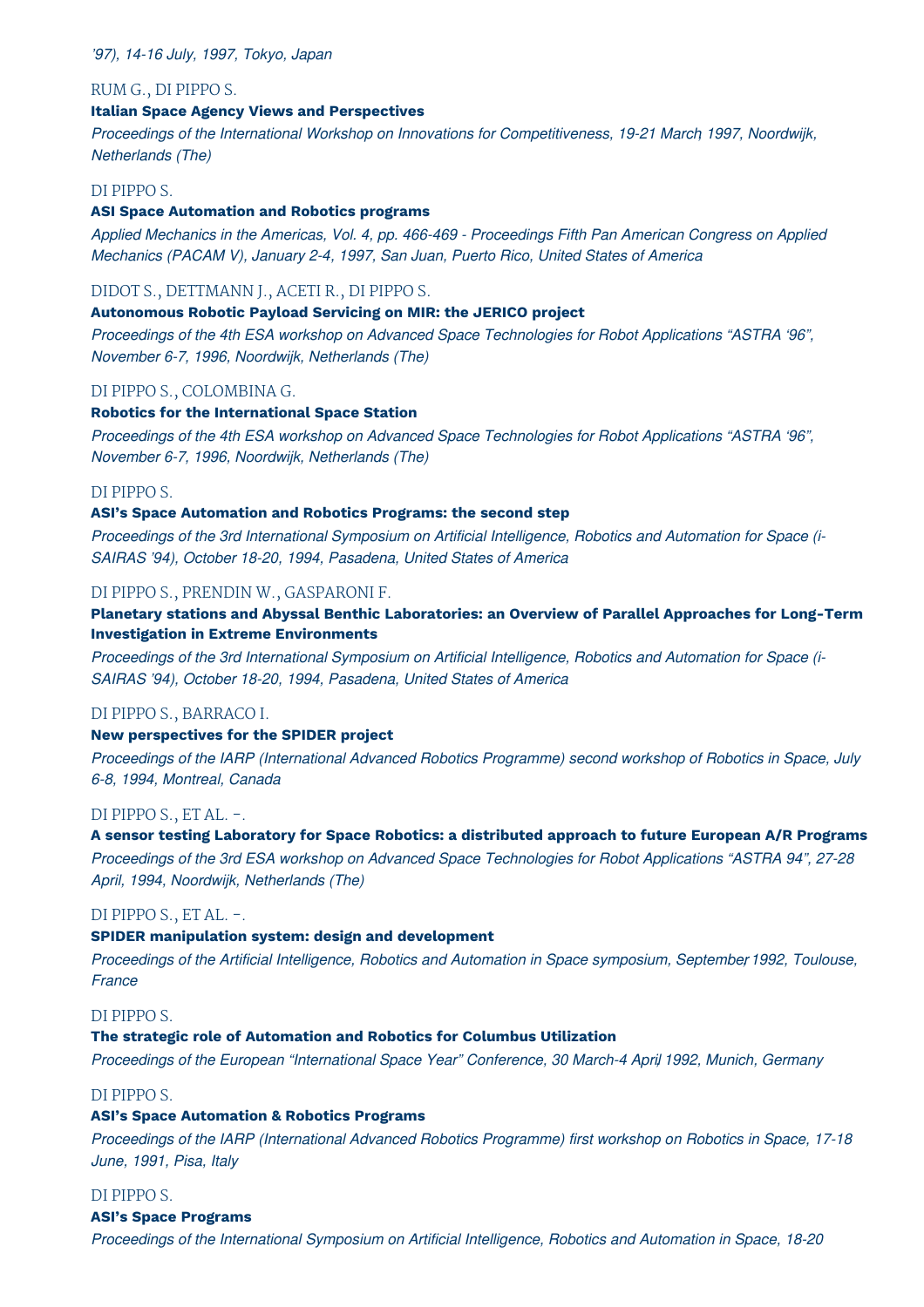*'97), 14-16 July, 1997, Tokyo, Japan*

RUM G., DI PIPPO S.

**Italian Space Agency Views and Perspectives**

*Proceedings of the International Workshop on Innovations for Competitiveness, 19-21 March, 1997, Noordwijk, Netherlands (The)*

DI PIPPO S.

**ASI Space Automation and Robotics programs**

*Applied Mechanics in the Americas, Vol. 4, pp. 466-469 - Proceedings Fifth Pan American Congress on Applied Mechanics (PACAM V), January 2-4, 1997, San Juan, Puerto Rico, United States of America*

DIDOT S., DETTMANN J., ACETI R., DI PIPPO S.

**Autonomous Robotic Payload Servicing on MIR: the JERICO project**

*Proceedings of the 4th ESA workshop on Advanced Space Technologies for Robot Applications "ASTRA '96", November 6-7, 1996, Noordwijk, Netherlands (The)*

DI PIPPO S., COLOMBINA G.

**Robotics for the International Space Station**

*Proceedings of the 4th ESA workshop on Advanced Space Technologies for Robot Applications "ASTRA '96", November 6-7, 1996, Noordwijk, Netherlands (The)*

DI PIPPO S.

**ASI's Space Automation and Robotics Programs: the second step**

*Proceedings of the 3rd International Symposium on Artificial Intelligence, Robotics and Automation for Space (i-SAIRAS '94), October 18-20, 1994, Pasadena, United States of America*

DI PIPPO S., PRENDIN W., GASPARONI F.

**Planetary stations and Abyssal Benthic Laboratories: an Overview of Parallel Approaches for Long-Term Investigation in Extreme Environments**

*Proceedings of the 3rd International Symposium on Artificial Intelligence, Robotics and Automation for Space (i-SAIRAS '94), October 18-20, 1994, Pasadena, United States of America*

DI PIPPO S., BARRACO I.

**New perspectives for the SPIDER project**

*Proceedings of the IARP (International Advanced Robotics Programme) second workshop of Robotics in Space, July 6-8, 1994, Montreal, Canada*

DI PIPPO S., ET AL. -.

**A sensor testing Laboratory for Space Robotics: a distributed approach to future European A/R Programs**

*Proceedings of the 3rd ESA workshop on Advanced Space Technologies for Robot Applications "ASTRA 94", 27-28 April, 1994, Noordwijk, Netherlands (The)*

DI PIPPO S., ET AL. -.

**SPIDER manipulation system: design and development**

*Proceedings of the Artificial Intelligence, Robotics and Automation in Space symposium, September 1992, Toulouse, France*

DI PIPPO S.

**The strategic role of Automation and Robotics for Columbus Utilization**

*Proceedings of the European "International Space Year" Conference, 30 March-4 April, 1992, Munich, Germany*

DI PIPPO S.

**ASI's Space Automation & Robotics Programs**

*Proceedings of the IARP (International Advanced Robotics Programme) first workshop on Robotics in Space, 17-18 June, 1991, Pisa, Italy*

DI PIPPO S.

**ASI's Space Programs**

*Proceedings of the International Symposium on Artificial Intelligence, Robotics and Automation in Space, 18-20*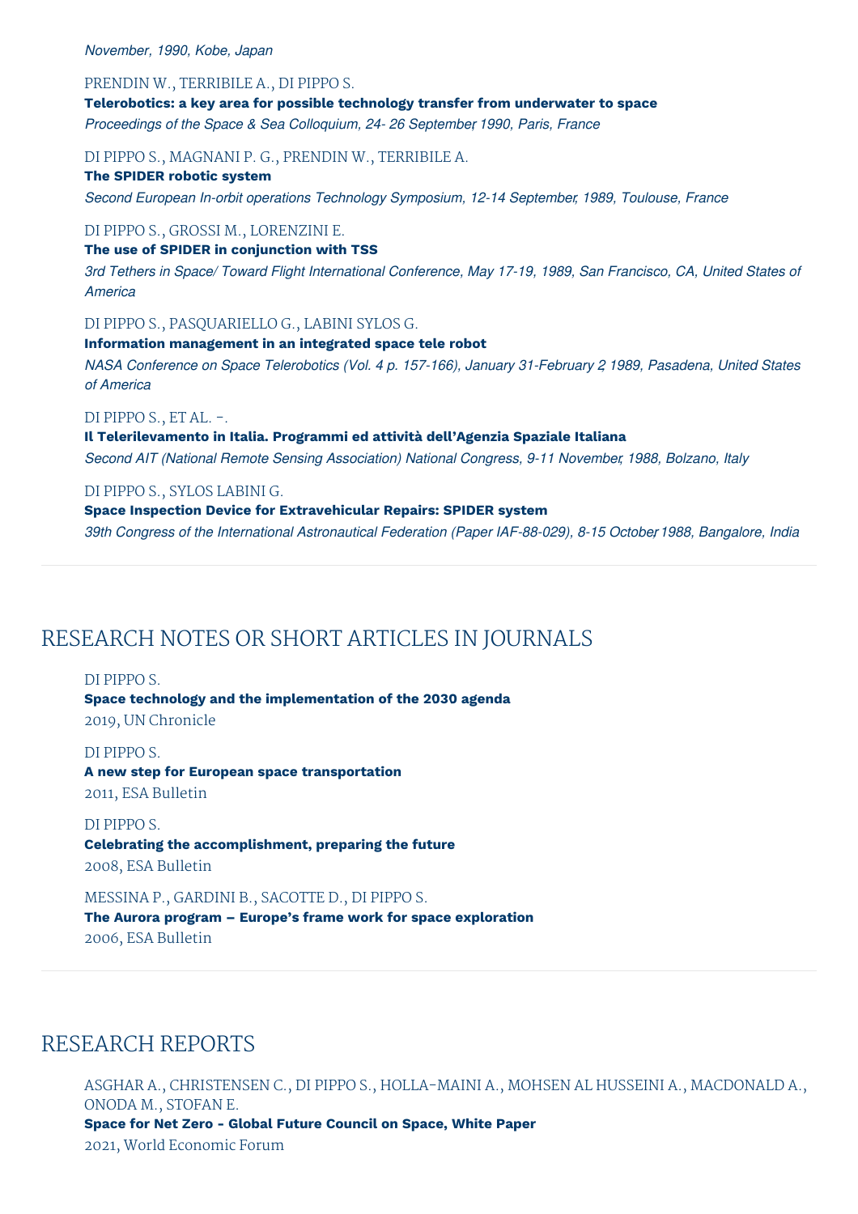*November, 1990, Kobe, Japan*

PRENDIN W., TERRIBILE A., DI PIPPO S.
**Telerobotics: a key area for possible technology transfer from underwater to space**
*Proceedings of the Space & Sea Colloquium, 24- 26 September, 1990, Paris, France*

DI PIPPO S., MAGNANI P. G., PRENDIN W., TERRIBILE A.
**The SPIDER robotic system**
*Second European In-orbit operations Technology Symposium, 12-14 September, 1989, Toulouse, France*

DI PIPPO S., GROSSI M., LORENZINI E.
**The use of SPIDER in conjunction with TSS**
*3rd Tethers in Space/ Toward Flight International Conference, May 17-19, 1989, San Francisco, CA, United States of America*

DI PIPPO S., PASQUARIELLO G., LABINI SYLOS G.
**Information management in an integrated space tele robot**
*NASA Conference on Space Telerobotics (Vol. 4 p. 157-166), January 31-February 2, 1989, Pasadena, United States of America*

DI PIPPO S., ET AL. -.
**Il Telerilevamento in Italia. Programmi ed attività dell'Agenzia Spaziale Italiana**
*Second AIT (National Remote Sensing Association) National Congress, 9-11 November, 1988, Bolzano, Italy*

DI PIPPO S., SYLOS LABINI G.
**Space Inspection Device for Extravehicular Repairs: SPIDER system**
*39th Congress of the International Astronautical Federation (Paper IAF-88-029), 8-15 October, 1988, Bangalore, India*

## RESEARCH NOTES OR SHORT ARTICLES IN JOURNALS

DI PIPPO S.
**Space technology and the implementation of the 2030 agenda**
2019, UN Chronicle

DI PIPPO S.
**A new step for European space transportation**
2011, ESA Bulletin

DI PIPPO S.
**Celebrating the accomplishment, preparing the future**
2008, ESA Bulletin

MESSINA P., GARDINI B., SACOTTE D., DI PIPPO S.
**The Aurora program – Europe's frame work for space exploration**
2006, ESA Bulletin

## RESEARCH REPORTS

ASGHAR A., CHRISTENSEN C., DI PIPPO S., HOLLA-MAINI A., MOHSEN AL HUSSEINI A., MACDONALD A., ONODA M., STOFAN E.
**Space for Net Zero - Global Future Council on Space, White Paper**
2021, World Economic Forum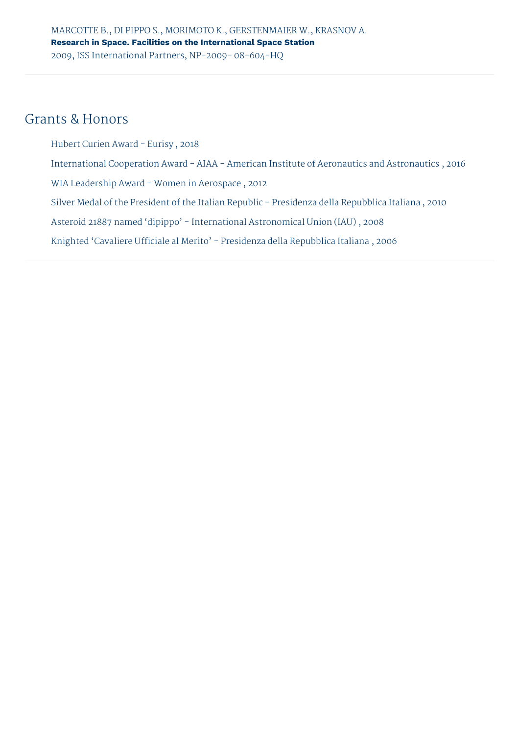MARCOTTE B., DI PIPPO S., MORIMOTO K., GERSTENMAIER W., KRASNOV A.
**Research in Space. Facilities on the International Space Station**
2009, ISS International Partners, NP-2009- 08-604-HQ

## Grants & Honors

Hubert Curien Award - Eurisy , 2018

International Cooperation Award - AIAA - American Institute of Aeronautics and Astronautics , 2016

WIA Leadership Award - Women in Aerospace , 2012

Silver Medal of the President of the Italian Republic - Presidenza della Repubblica Italiana , 2010

Asteroid 21887 named ‘dipippo’ - International Astronomical Union (IAU) , 2008

Knighted ‘Cavaliere Ufficiale al Merito’ - Presidenza della Repubblica Italiana , 2006